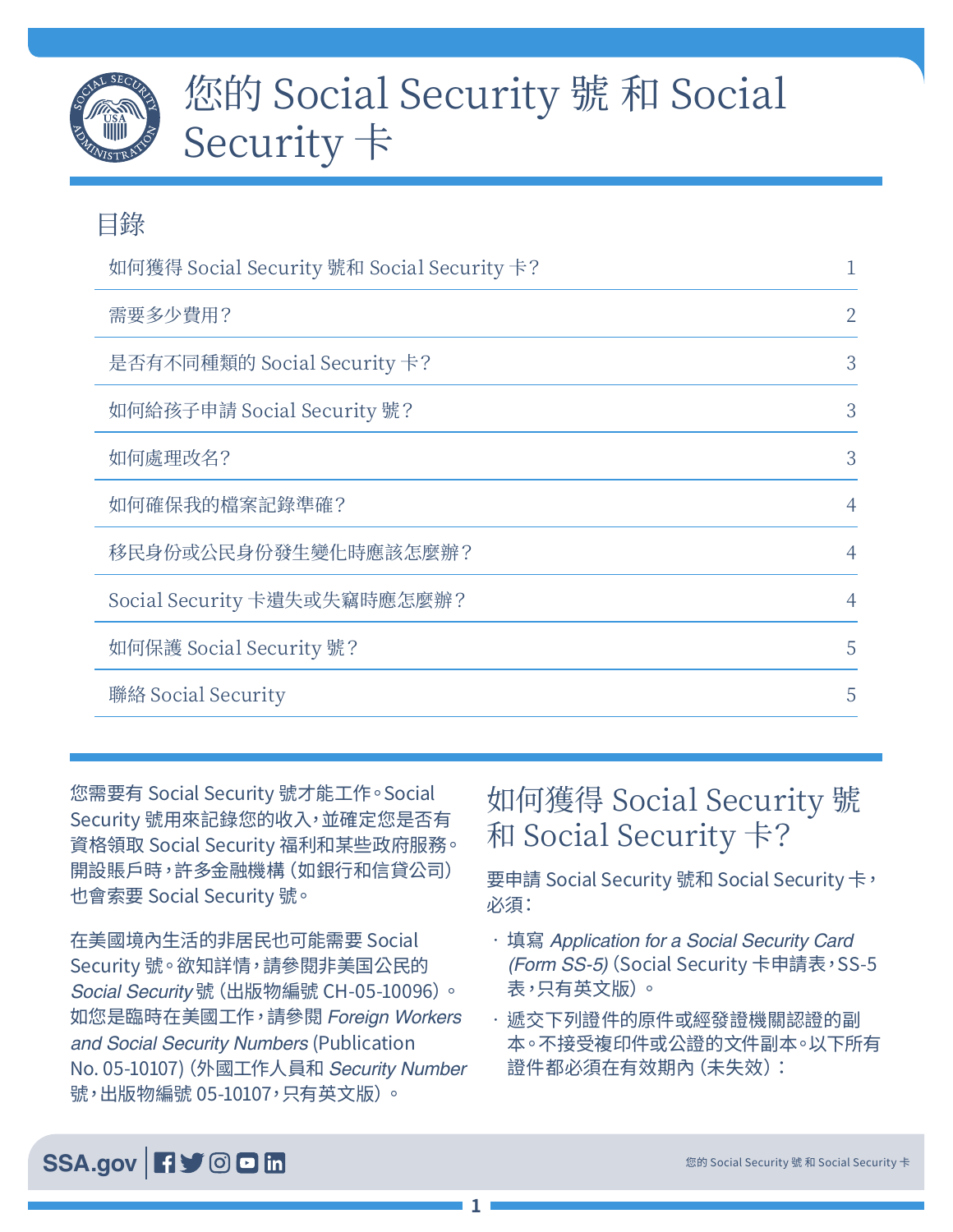// Title
# 您的 Social Security 號 和 Social Security 卡

## 目錄

| | |
|---|---|
| 如何獲得 Social Security 號和 Social Security 卡？ | 1 |
| 需要多少費用？ | 2 |
| 是否有不同種類的 Social Security 卡？ | 3 |
| 如何給孩子申請 Social Security 號？ | 3 |
| 如何處理改名？ | 3 |
| 如何確保我的檔案記錄準確？ | 4 |
| 移民身份或公民身份發生變化時應該怎麼辦？ | 4 |
| Social Security 卡遺失或失竊時應怎麼辦？ | 4 |
| 如何保護 Social Security 號？ | 5 |
| 聯絡 Social Security | 5 |

您需要有 Social Security 號才能工作。Social Security 號用來記錄您的收入，並確定您是否有資格領取 Social Security 福利和某些政府服務。開設賬戶時，許多金融機構（如銀行和信貸公司）也會索要 Social Security 號。

在美國境內生活的非居民也可能需要 Social Security 號。欲知詳情，請參閱非美國公民的 *Social Security* 號（出版物編號 CH-05-10096）。如您是臨時在美國工作，請參閱 *Foreign Workers and Social Security Numbers* (Publication No. 05-10107)（外國工作人員和 *Security Number* 號，出版物編號 05-10107，只有英文版）。

## 如何獲得 Social Security 號和 Social Security 卡？

要申請 Social Security 號和 Social Security 卡，必須：

- 填寫 *Application for a Social Security Card (Form SS-5)*（Social Security 卡申請表，SS-5 表，只有英文版）。
- 遞交下列證件的原件或經發證機關認證的副本。不接受複印件或公證的文件副本。以下所有證件都必須在有效期內（未失效）：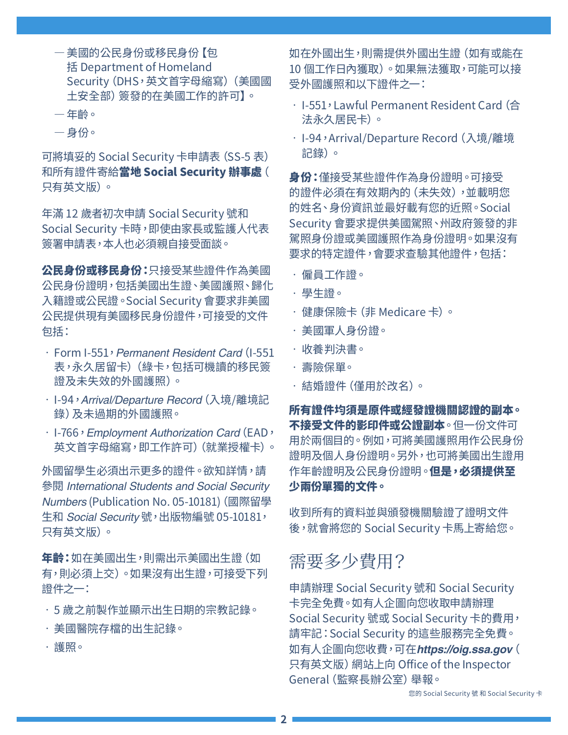— 美國的公民身份或移民身份【包括 Department of Homeland Security（DHS，英文首字母縮寫）（美國國土安全部）簽發的在美國工作的許可】。

— 年齡。

— 身份。

可將填妥的 Social Security 卡申請表（SS-5 表）和所有證件寄給**當地 Social Security 辦事處**（只有英文版）。

年滿 12 歲者初次申請 Social Security 號和 Social Security 卡時，即使由家長或監護人代表簽署申請表，本人也必須親自接受面談。

**公民身份或移民身份：**只接受某些證件作為美國公民身份證明，包括美國出生證、美國護照、歸化入籍證或公民證。Social Security 會要求非美國公民提供現有美國移民身份證件，可接受的文件包括：

- Form I-551，*Permanent Resident Card*（I-551 表，永久居留卡）（綠卡，包括可機讀的移民簽證及未失效的外國護照）。
- I-94，*Arrival/Departure Record*（入境/離境記錄）及未過期的外國護照。
- I-766，*Employment Authorization Card*（EAD，英文首字母縮寫，即工作許可）（就業授權卡）。

外國留學生必須出示更多的證件。欲知詳情，請參閱 *International Students and Social Security Numbers*（Publication No. 05-10181）（國際留學生和 *Social Security* 號，出版物編號 05-10181，只有英文版）。

**年齡：**如在美國出生，則需出示美國出生證（如有，則必須上交）。如果沒有出生證，可接受下列證件之一：

- 5 歲之前製作並顯示出生日期的宗教記錄。
- 美國醫院存檔的出生記錄。
- 護照。

如在外國出生，則需提供外國出生證（如有或能在 10 個工作日內獲取）。如果無法獲取，可能可以接受外國護照和以下證件之一：

- I-551，Lawful Permanent Resident Card（合法永久居民卡）。
- I-94，Arrival/Departure Record（入境/離境記錄）。

**身份：**僅接受某些證件作為身份證明。可接受的證件必須在有效期內的（未失效），並載明您的姓名、身份資訊並最好載有您的近照。Social Security 會要求提供美國駕照、州政府簽發的非駕照身份證或美國護照作為身份證明。如果沒有要求的特定證件，會要求查驗其他證件，包括：

- 僱員工作證。
- 學生證。
- 健康保險卡（非 Medicare 卡）。
- 美國軍人身份證。
- 收養判決書。
- 壽險保單。
- 結婚證件（僅用於改名）。

**所有證件均須是原件或經發證機關認證的副本。不接受文件的影印件或公證副本。**但一份文件可用於兩個目的。例如，可將美國護照用作公民身份證明及個人身份證明。另外，也可將美國出生證用作年齡證明及公民身份證明。**但是，必須提供至少兩份單獨的文件。**

收到所有的資料並與頒發機關驗證了證明文件後，就會將您的 Social Security 卡馬上寄給您。

## 需要多少費用？

申請辦理 Social Security 號和 Social Security 卡完全免費。如有人企圖向您收取申請辦理 Social Security 號或 Social Security 卡的費用，請牢記：Social Security 的這些服務完全免費。如有人企圖向您收費，可在 ***https://oig.ssa.gov***（只有英文版）網站上向 Office of the Inspector General（監察長辦公室）舉報。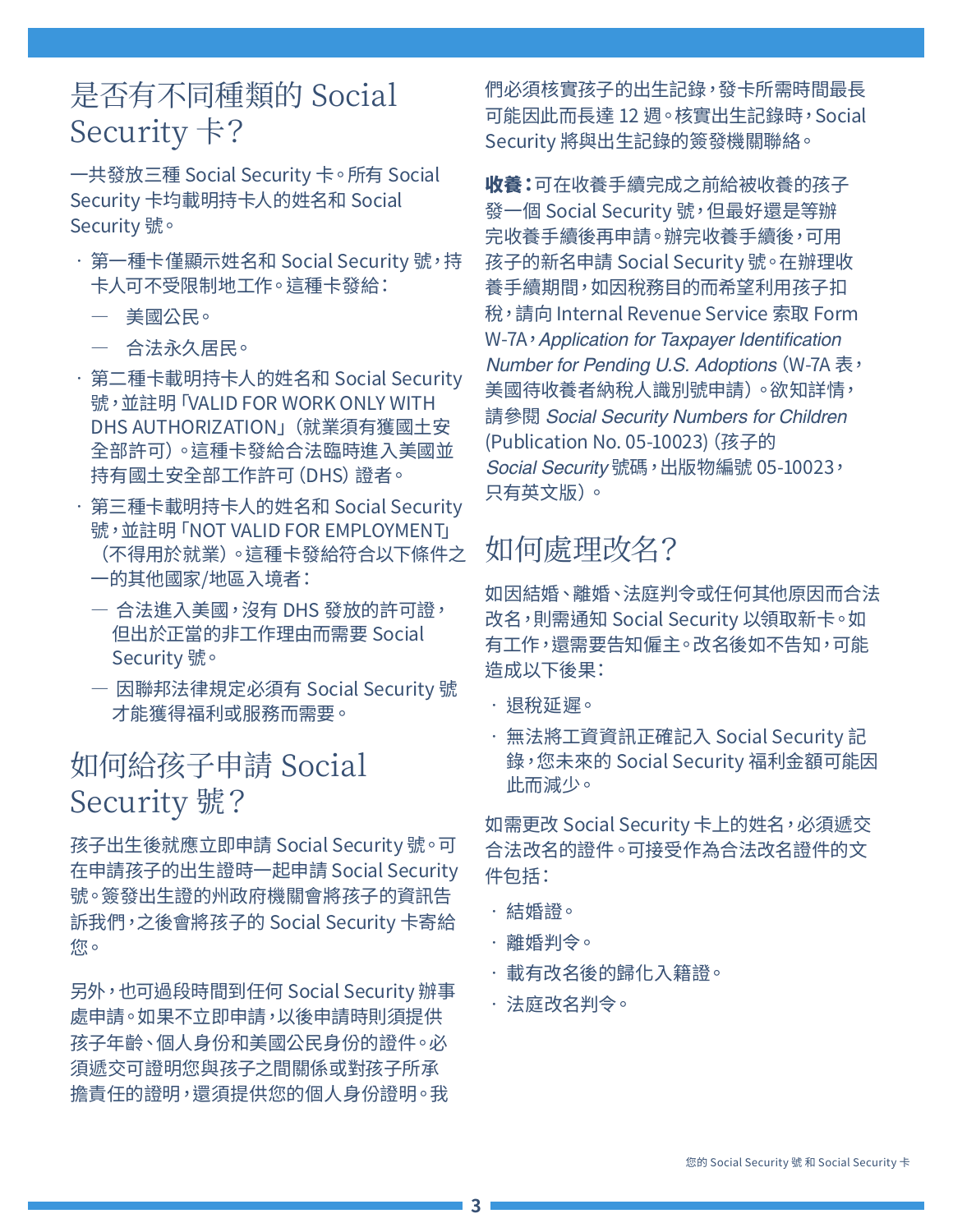## 是否有不同種類的 Social Security 卡？

一共發放三種 Social Security 卡。所有 Social Security 卡均載明持卡人的姓名和 Social Security 號。

- 第一種卡僅顯示姓名和 Social Security 號，持卡人可不受限制地工作。這種卡發給：
  - 美國公民。
  - 合法永久居民。
- 第二種卡載明持卡人的姓名和 Social Security 號，並註明「VALID FOR WORK ONLY WITH DHS AUTHORIZATION」（就業須有獲國土安全部許可）。這種卡發給合法臨時進入美國並持有國土安全部工作許可 (DHS) 證者。
- 第三種卡載明持卡人的姓名和 Social Security 號，並註明「NOT VALID FOR EMPLOYMENT」（不得用於就業）。這種卡發給符合以下條件之一的其他國家/地區入境者：
  - 合法進入美國，沒有 DHS 發放的許可證，但出於正當的非工作理由而需要 Social Security 號。
  - 因聯邦法律規定必須有 Social Security 號才能獲得福利或服務而需要。

## 如何給孩子申請 Social Security 號？

孩子出生後就應立即申請 Social Security 號。可在申請孩子的出生證時一起申請 Social Security 號。簽發出生證的州政府機關會將孩子的資訊告訴我們，之後會將孩子的 Social Security 卡寄給您。

另外，也可過段時間到任何 Social Security 辦事處申請。如果不立即申請，以後申請時則須提供孩子年齡、個人身份和美國公民身份的證件。必須遞交可證明您與孩子之間關係或對孩子所承擔責任的證明，還須提供您的個人身份證明。我們必須核實孩子的出生記錄，發卡所需時間最長可能因此而長達 12 週。核實出生記錄時，Social Security 將與出生記錄的簽發機關聯絡。

**收養：**可在收養手續完成之前給被收養的孩子發一個 Social Security 號，但最好還是等辦完收養手續後再申請。辦完收養手續後，可用孩子的新名申請 Social Security 號。在辦理收養手續期間，如因稅務目的而希望利用孩子扣稅，請向 Internal Revenue Service 索取 Form W-7A，*Application for Taxpayer Identification Number for Pending U.S. Adoptions* (W-7A 表，美國待收養者納稅人識別號申請)。欲知詳情，請參閱 *Social Security Numbers for Children* (Publication No. 05-10023) (孩子的 *Social Security* 號碼，出版物編號 05-10023，只有英文版)。

## 如何處理改名？

如因結婚、離婚、法庭判令或任何其他原因而合法改名，則需通知 Social Security 以領取新卡。如有工作，還需要告知僱主。改名後如不告知，可能造成以下後果：

- 退稅延遲。
- 無法將工資資訊正確記入 Social Security 記錄，您未來的 Social Security 福利金額可能因此而減少。

如需更改 Social Security 卡上的姓名，必須遞交合法改名的證件。可接受作為合法改名證件的文件包括：

- 結婚證。
- 離婚判令。
- 載有改名後的歸化入籍證。
- 法庭改名判令。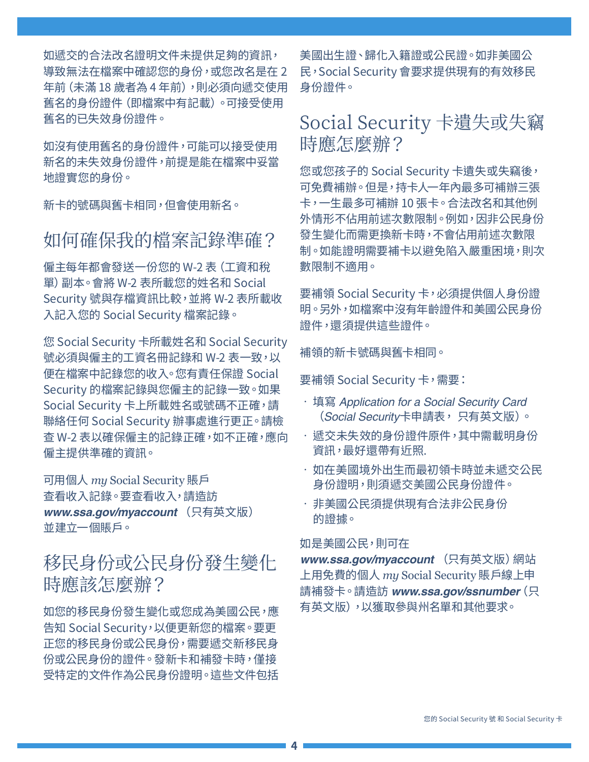如遞交的合法改名證明文件未提供足夠的資訊，導致無法在檔案中確認您的身份，或您改名是在 2 年前（未滿 18 歲者為 4 年前），則必須向遞交使用舊名的身份證件（即檔案中有記載）。可接受使用舊名的已失效身份證件。

如沒有使用舊名的身份證件，可能可以接受使用新名的未失效身份證件，前提是能在檔案中妥當地證實您的身份。

新卡的號碼與舊卡相同，但會使用新名。

## 如何確保我的檔案記錄準確？

僱主每年都會發送一份您的 W-2 表（工資和稅單）副本。會將 W-2 表所載您的姓名和 Social Security 號與存檔資訊比較，並將 W-2 表所載收入記入您的 Social Security 檔案記錄。

您 Social Security 卡所載姓名和 Social Security 號必須與僱主的工資名冊記錄和 W-2 表一致，以便在檔案中記錄您的收入。您有責任保證 Social Security 的檔案記錄與您僱主的記錄一致。如果 Social Security 卡上所載姓名或號碼不正確，請聯絡任何 Social Security 辦事處進行更正。請檢查 W-2 表以確保僱主的記錄正確，如不正確，應向僱主提供準確的資訊。

可用個人 *my* Social Security 賬戶查看收入記錄。要查看收入，請造訪 ***www.ssa.gov/myaccount***（只有英文版）並建立一個賬戶。

## 移民身份或公民身份發生變化時應該怎麼辦？

如您的移民身份發生變化或您成為美國公民，應告知 Social Security，以便更新您的檔案。要更正您的移民身份或公民身份，需要遞交新移民身份或公民身份的證件。發新卡和補發卡時，僅接受特定的文件作為公民身份證明。這些文件包括美國出生證、歸化入籍證或公民證。如非美國公民，Social Security 會要求提供現有的有效移民身份證件。

## Social Security 卡遺失或失竊時應怎麼辦？

您或您孩子的 Social Security 卡遺失或失竊後，可免費補辦。但是，持卡人一年內最多可補辦三張卡，一生最多可補辦 10 張卡。合法改名和其他例外情形不佔用前述次數限制。例如，因非公民身份發生變化而需更換新卡時，不會佔用前述次數限制。如能證明需要補卡以避免陷入嚴重困境，則次數限制不適用。

要補領 Social Security 卡，必須提供個人身份證明。另外，如檔案中沒有年齡證件和美國公民身份證件，還須提供這些證件。

補領的新卡號碼與舊卡相同。

要補領 Social Security 卡，需要：

- 填寫 *Application for a Social Security Card*（*Social Security*卡申請表， 只有英文版）。
- 遞交未失效的身份證件原件，其中需載明身份資訊，最好還帶有近照.
- 如在美國境外出生而最初領卡時並未遞交公民身份證明，則須遞交美國公民身份證件。
- 非美國公民須提供現有合法非公民身份的證據。

如是美國公民，則可在 ***www.ssa.gov/myaccount***（只有英文版）網站上用免費的個人 *my* Social Security 賬戶線上申請補發卡。請造訪 ***www.ssa.gov/ssnumber***（只有英文版），以獲取參與州名單和其他要求。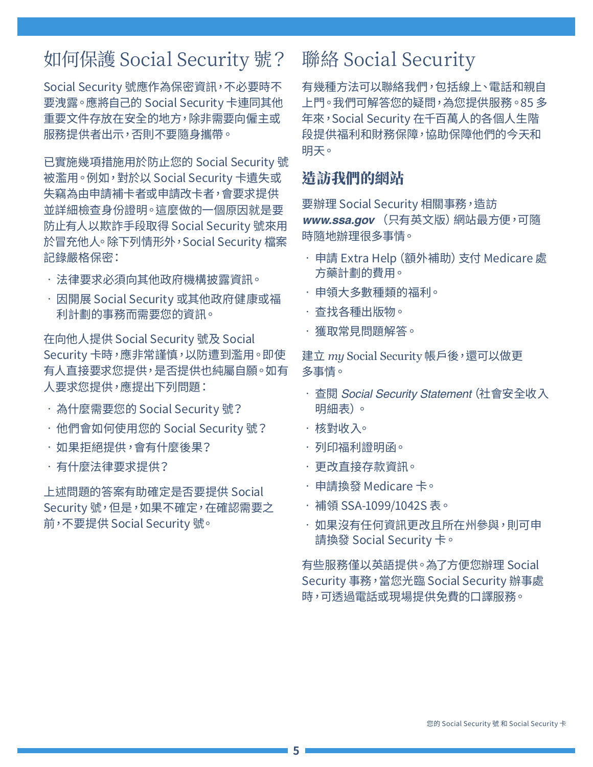# 如何保護 Social Security 號？

Social Security 號應作為保密資訊，不必要時不要洩露。應將自己的 Social Security 卡連同其他重要文件存放在安全的地方，除非需要向僱主或服務提供者出示，否則不要隨身攜帶。

已實施幾項措施用於防止您的 Social Security 號被濫用。例如，對於以 Social Security 卡遺失或失竊為由申請補卡者或申請改卡者，會要求提供並詳細檢查身份證明。這麼做的一個原因就是要防止有人以欺詐手段取得 Social Security 號來用於冒充他人。除下列情形外，Social Security 檔案記錄嚴格保密：

- 法律要求必須向其他政府機構披露資訊。
- 因開展 Social Security 或其他政府健康或福利計劃的事務而需要您的資訊。

在向他人提供 Social Security 號及 Social Security 卡時，應非常謹慎，以防遭到濫用。即使有人直接要求您提供，是否提供也純屬自願。如有人要求您提供，應提出下列問題：

- 為什麼需要您的 Social Security 號？
- 他們會如何使用您的 Social Security 號？
- 如果拒絕提供，會有什麼後果？
- 有什麼法律要求提供？

上述問題的答案有助確定是否要提供 Social Security 號，但是，如果不確定，在確認需要之前，不要提供 Social Security 號。

# 聯絡 Social Security

有幾種方法可以聯絡我們，包括線上、電話和親自上門。我們可解答您的疑問，為您提供服務。85 多年來，Social Security 在千百萬人的各個人生階段提供福利和財務保障，協助保障他們的今天和明天。

## 造訪我們的網站

要辦理 Social Security 相關事務，造訪 ***www.ssa.gov***（只有英文版）網站最方便，可隨時隨地辦理很多事情。

- 申請 Extra Help（額外補助）支付 Medicare 處方藥計劃的費用。
- 申領大多數種類的福利。
- 查找各種出版物。
- 獲取常見問題解答。

建立 *my* Social Security 帳戶後，還可以做更多事情。

- 查閱 *Social Security Statement*（社會安全收入明細表）。
- 核對收入。
- 列印福利證明函。
- 更改直接存款資訊。
- 申請換發 Medicare 卡。
- 補領 SSA-1099/1042S 表。
- 如果沒有任何資訊更改且所在州參與，則可申請換發 Social Security 卡。

有些服務僅以英語提供。為了方便您辦理 Social Security 事務，當您光臨 Social Security 辦事處時，可透過電話或現場提供免費的口譯服務。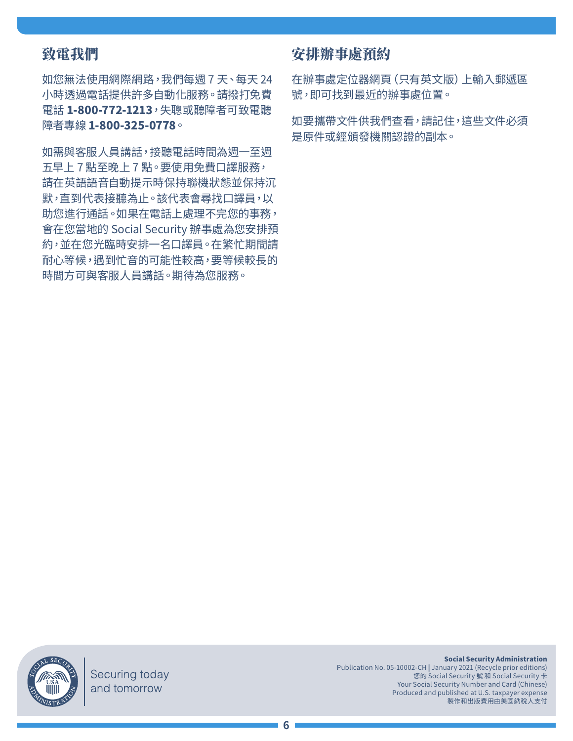## 致電我們

如您無法使用網際網路，我們每週 7 天、每天 24 小時透過電話提供許多自動化服務。請撥打免費電話 **1-800-772-1213**，失聰或聽障者可致電聽障者專線 **1-800-325-0778**。

如需與客服人員講話，接聽電話時間為週一至週五早上 7 點至晚上 7 點。要使用免費口譯服務，請在英語語音自動提示時保持聯機狀態並保持沉默，直到代表接聽為止。該代表會尋找口譯員，以助您進行通話。如果在電話上處理不完您的事務，會在您當地的 Social Security 辦事處為您安排預約，並在您光臨時安排一名口譯員。在繁忙期間請耐心等候，遇到忙音的可能性較高，要等候較長的時間方可與客服人員講話。期待為您服務。

## 安排辦事處預約

在辦事處定位器網頁（只有英文版）上輸入郵遞區號，即可找到最近的辦事處位置。

如要攜帶文件供我們查看，請記住，這些文件必須是原件或經頒發機關認證的副本。

Securing today and tomorrow

**Social Security Administration**
Publication No. 05-10002-CH | January 2021 (Recycle prior editions)
您的 Social Security 號和 Social Security 卡
Your Social Security Number and Card (Chinese)
Produced and published at U.S. taxpayer expense
製作和出版費用由美國納稅人支付